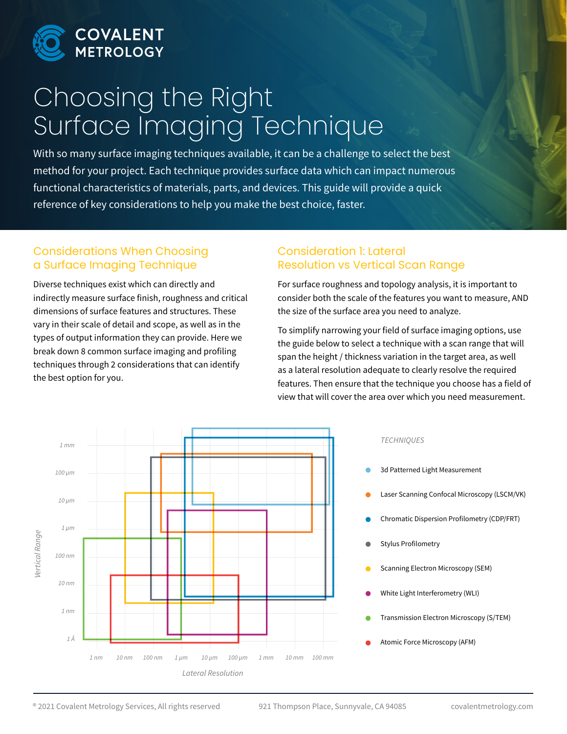COVALENT METROLOGY

# Choosing the Right Surface Imaging Technique

With so many surface imaging techniques available, it can be a challenge to select the best method for your project. Each technique provides surface data which can impact numerous functional characteristics of materials, parts, and devices. This guide will provide a quick reference of key considerations to help you make the best choice, faster.

## Considerations When Choosing a Surface Imaging Technique

Diverse techniques exist which can directly and indirectly measure surface finish, roughness and critical dimensions of surface features and structures. These vary in their scale of detail and scope, as well as in the types of output information they can provide. Here we break down 8 common surface imaging and profiling techniques through 2 considerations that can identify the best option for you.

## Consideration 1: Lateral Resolution vs Vertical Scan Range

For surface roughness and topology analysis, it is important to consider both the scale of the features you want to measure, AND the size of the surface area you need to analyze.

To simplify narrowing your field of surface imaging options, use the guide below to select a technique with a scan range that will span the height / thickness variation in the target area, as well as a lateral resolution adequate to clearly resolve the required features. Then ensure that the technique you choose has a field of view that will cover the area over which you need measurement.

Vertical Range: 1 Å, 1 nm, 10 nm, 100 nm, 1 µm, 10 µm, 100 µm, 1 mm

Lateral Resolution: 1 nm, 10 nm, 100 nm, 1 µm, 10 µm, 100 µm, 1 mm, 10 mm, 100 mm

TECHNIQUES

- 3d Patterned Light Measurement
- Laser Scanning Confocal Microscopy (LSCM/VK)
- Chromatic Dispersion Profilometry (CDP/FRT)
- Stylus Profilometry
- Scanning Electron Microscopy (SEM)
- White Light Interferometry (WLI)
- Transmission Electron Microscopy (S/TEM)
- Atomic Force Microscopy (AFM)

© 2021 Covalent Metrology Services, All rights reserved | 921 Thompson Place, Sunnyvale, CA 94085 | covalentmetrology.com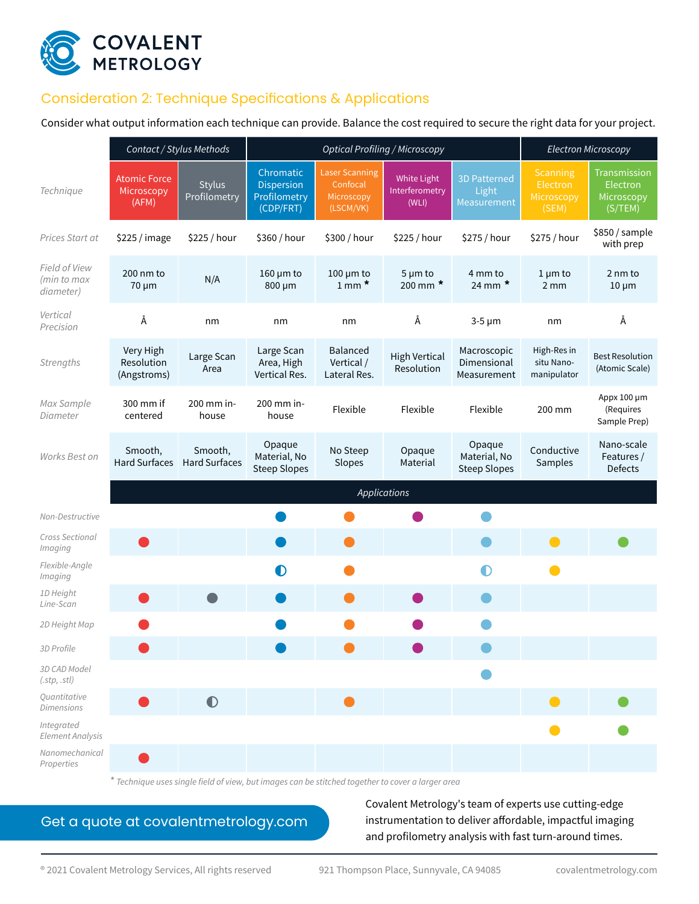COVALENT METROLOGY

## Consideration 2: Technique Specifications & Applications

Consider what output information each technique can provide. Balance the cost required to secure the right data for your project.

| | *Contact / Stylus Methods* | | *Optical Profiling / Microscopy* | | | | *Electron Microscopy* | |
|---|---|---|---|---|---|---|---|---|
| *Technique* | Atomic Force Microscopy (AFM) | Stylus Profilometry | Chromatic Dispersion Profilometry (CDP/FRT) | Laser Scanning Confocal Microscopy (LSCM/VK) | White Light Interferometry (WLI) | 3D Patterned Light Measurement | Scanning Electron Microscopy (SEM) | Transmission Electron Microscopy (S/TEM) |
| *Prices Start at* | $225 / image | $225 / hour | $360 / hour | $300 / hour | $225 / hour | $275 / hour | $275 / hour | $850 / sample with prep |
| *Field of View (min to max diameter)* | 200 nm to 70 µm | N/A | 160 µm to 800 µm | 100 µm to 1 mm * | 5 µm to 200 mm * | 4 mm to 24 mm * | 1 µm to 2 mm | 2 nm to 10 µm |
| *Vertical Precision* | Å | nm | nm | nm | Å | 3-5 µm | nm | Å |
| *Strengths* | Very High Resolution (Angstroms) | Large Scan Area | Large Scan Area, High Vertical Res. | Balanced Vertical / Lateral Res. | High Vertical Resolution | Macroscopic Dimensional Measurement | High-Res in situ Nano-manipulator | Best Resolution (Atomic Scale) |
| *Max Sample Diameter* | 300 mm if centered | 200 mm in-house | 200 mm in-house | Flexible | Flexible | Flexible | 200 mm | Appx 100 µm (Requires Sample Prep) |
| *Works Best on* | Smooth, Hard Surfaces | Smooth, Hard Surfaces | Opaque Material, No Steep Slopes | No Steep Slopes | Opaque Material | Opaque Material, No Steep Slopes | Conductive Samples | Nano-scale Features / Defects |
| *Applications* | | | | | | | | |
| *Non-Destructive* | | | ● | ● | ● | ● | | |
| *Cross Sectional Imaging* | ● | | ● | ● | | ● | ● | ● |
| *Flexible-Angle Imaging* | | | ◐ | ● | | ◐ | ● | |
| *1D Height Line-Scan* | ● | ● | ● | ● | ● | ● | | |
| *2D Height Map* | ● | | ● | ● | ● | ● | | |
| *3D Profile* | ● | | ● | ● | ● | ● | | |
| *3D CAD Model (.stp, .stl)* | | | | | | ● | | |
| *Quantitative Dimensions* | ● | ◐ | | ● | | | ● | ● |
| *Integrated Element Analysis* | | | | | | | ● | ● |
| *Nanomechanical Properties* | ● | | | | | | | |

\* *Technique uses single field of view, but images can be stitched together to cover a larger area*

**Get a quote at covalentmetrology.com**

Covalent Metrology's team of experts use cutting-edge instrumentation to deliver affordable, impactful imaging and profilometry analysis with fast turn-around times.

® 2021 Covalent Metrology Services, All rights reserved 921 Thompson Place, Sunnyvale, CA 94085 covalentmetrology.com